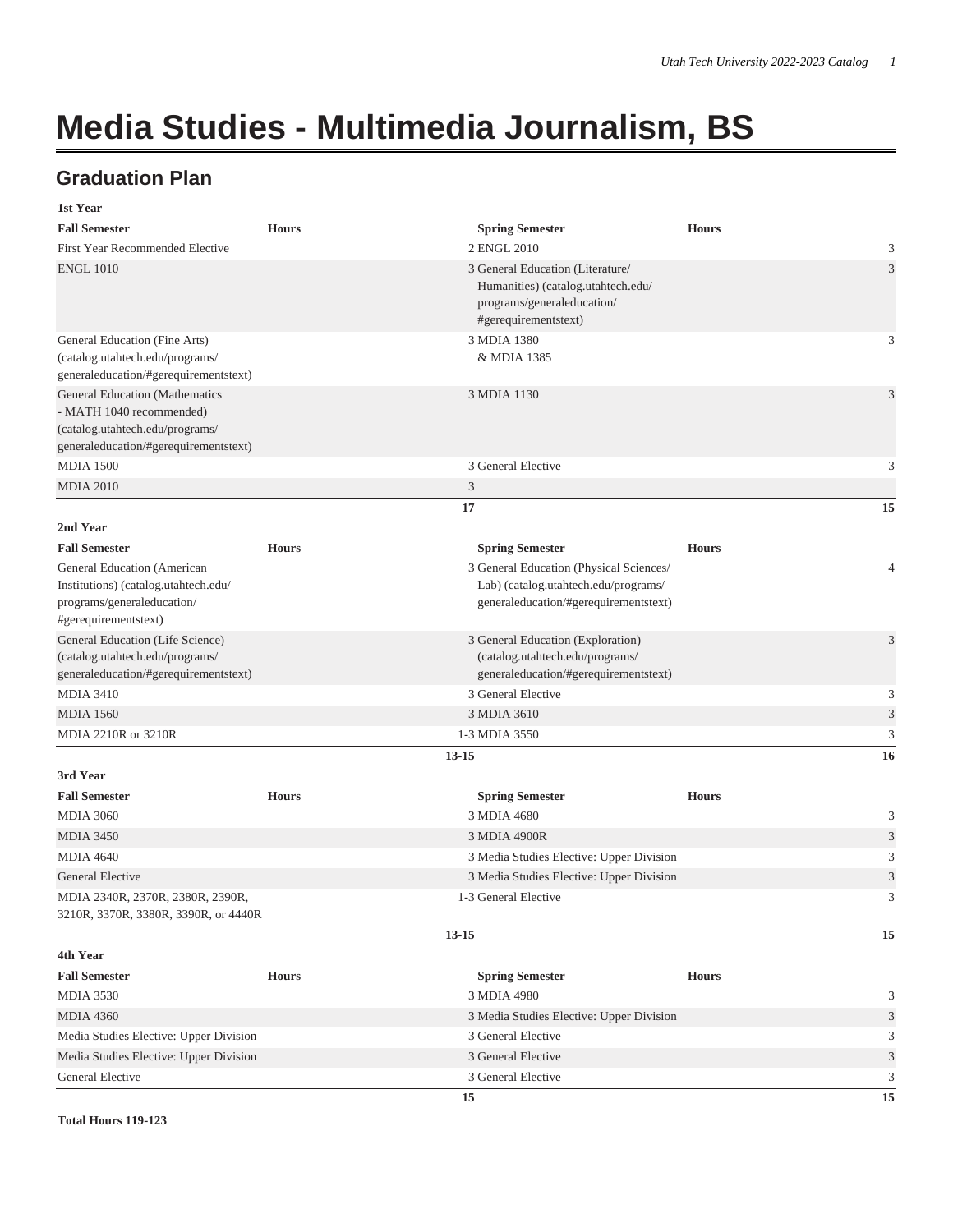# Media Studies - Multimedia Journalism, BS

## Graduation Plan

**1st Year**

| Fall Semester | Hours | Spring Semester | Hours |
|---|---|---|---|
| First Year Recommended Elective | 2 | ENGL 2010 | 3 |
| ENGL 1010 | 3 | General Education (Literature/ Humanities) (catalog.utahtech.edu/ programs/generaleducation/ #gerequirementstext) | 3 |
| General Education (Fine Arts) (catalog.utahtech.edu/programs/ generaleducation/#gerequirementstext) | 3 | MDIA 1380 & MDIA 1385 | 3 |
| General Education (Mathematics - MATH 1040 recommended) (catalog.utahtech.edu/programs/ generaleducation/#gerequirementstext) | 3 | MDIA 1130 | 3 |
| MDIA 1500 | 3 | General Elective | 3 |
| MDIA 2010 | 3 | | |
| | **17** | | **15** |

**2nd Year**

| Fall Semester | Hours | Spring Semester | Hours |
|---|---|---|---|
| General Education (American Institutions) (catalog.utahtech.edu/ programs/generaleducation/ #gerequirementstext) | 3 | General Education (Physical Sciences/ Lab) (catalog.utahtech.edu/programs/ generaleducation/#gerequirementstext) | 4 |
| General Education (Life Science) (catalog.utahtech.edu/programs/ generaleducation/#gerequirementstext) | 3 | General Education (Exploration) (catalog.utahtech.edu/programs/ generaleducation/#gerequirementstext) | 3 |
| MDIA 3410 | 3 | General Elective | 3 |
| MDIA 1560 | 3 | MDIA 3610 | 3 |
| MDIA 2210R or 3210R | 1-3 | MDIA 3550 | 3 |
| | **13-15** | | **16** |

**3rd Year**

| Fall Semester | Hours | Spring Semester | Hours |
|---|---|---|---|
| MDIA 3060 | 3 | MDIA 4680 | 3 |
| MDIA 3450 | 3 | MDIA 4900R | 3 |
| MDIA 4640 | 3 | Media Studies Elective: Upper Division | 3 |
| General Elective | 3 | Media Studies Elective: Upper Division | 3 |
| MDIA 2340R, 2370R, 2380R, 2390R, 3210R, 3370R, 3380R, 3390R, or 4440R | 1-3 | General Elective | 3 |
| | **13-15** | | **15** |

**4th Year**

| Fall Semester | Hours | Spring Semester | Hours |
|---|---|---|---|
| MDIA 3530 | 3 | MDIA 4980 | 3 |
| MDIA 4360 | 3 | Media Studies Elective: Upper Division | 3 |
| Media Studies Elective: Upper Division | 3 | General Elective | 3 |
| Media Studies Elective: Upper Division | 3 | General Elective | 3 |
| General Elective | 3 | General Elective | 3 |
| | **15** | | **15** |

**Total Hours 119-123**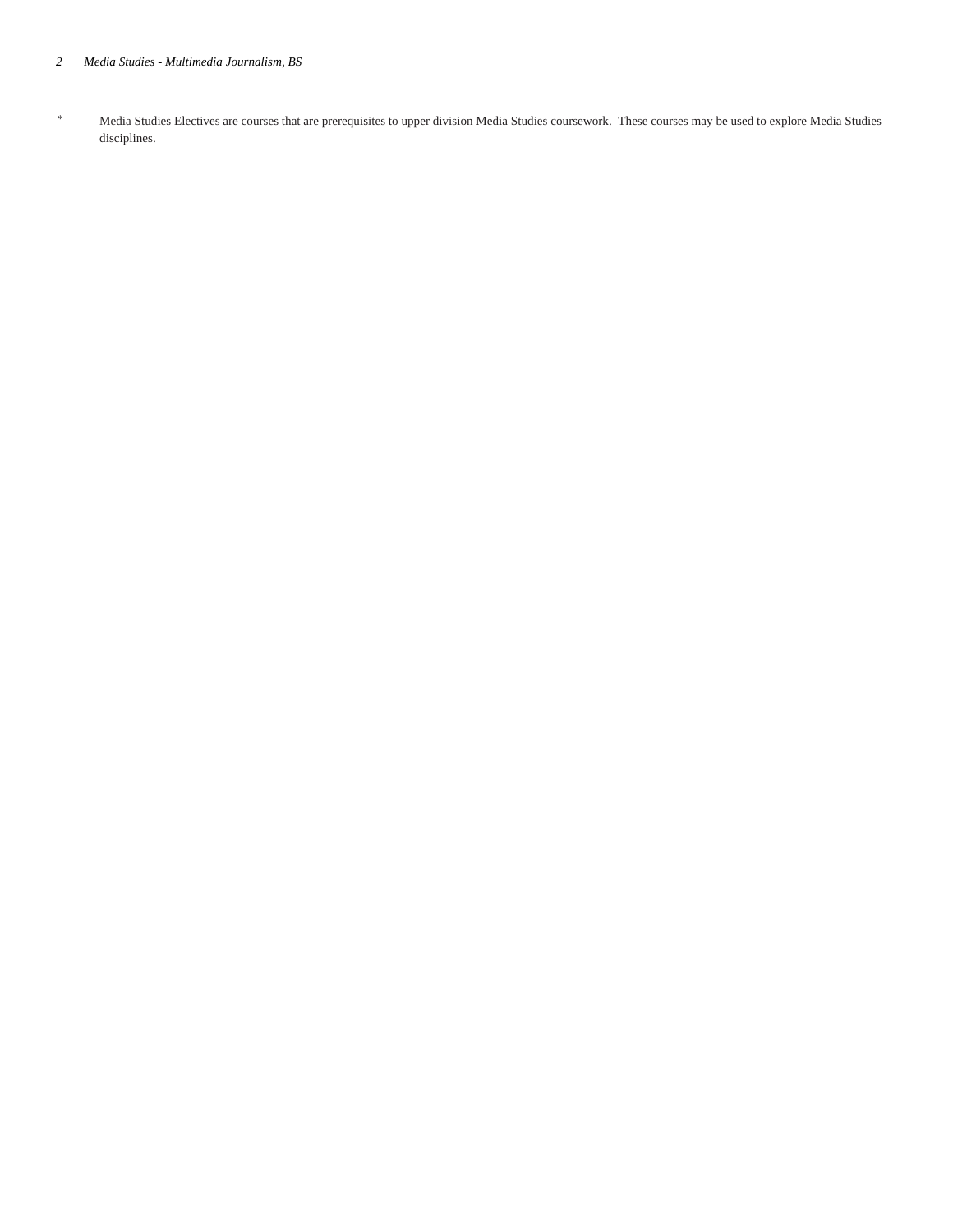* Media Studies Electives are courses that are prerequisites to upper division Media Studies coursework. These courses may be used to explore Media Studies disciplines.